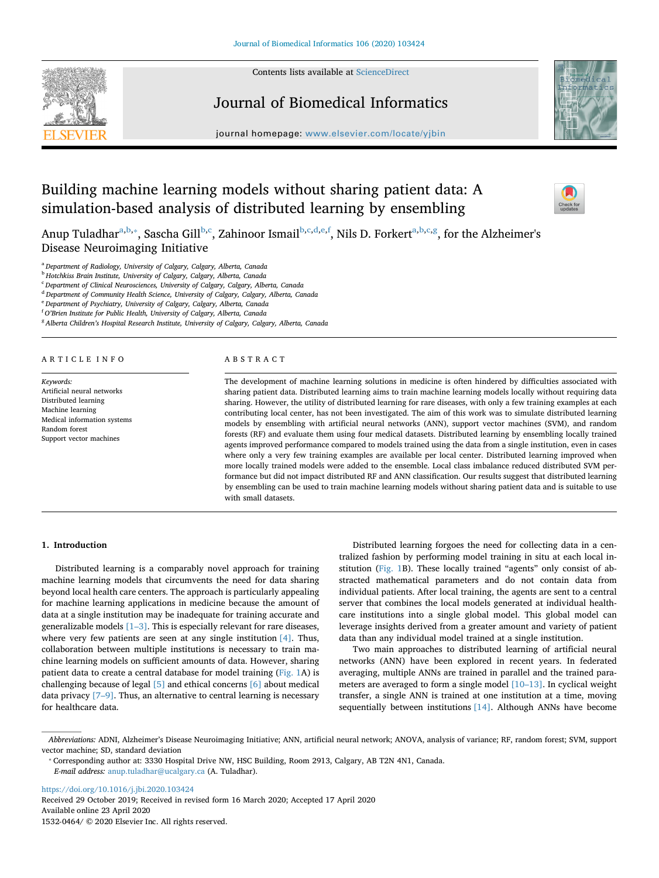# Building machine learning models without sharing patient data: A simulation-based analysis of distributed learning by ensembling

Anup Tuladhar[a,b,*], Sascha Gill[b,c], Zahinoor Ismail[b,c,d,e,f], Nils D. Forkert[a,b,c,g], for the Alzheimer's Disease Neuroimaging Initiative

[a] Department of Radiology, University of Calgary, Calgary, Alberta, Canada
[b] Hotchkiss Brain Institute, University of Calgary, Calgary, Alberta, Canada
[c] Department of Clinical Neurosciences, University of Calgary, Calgary, Alberta, Canada
[d] Department of Community Health Science, University of Calgary, Calgary, Alberta, Canada
[e] Department of Psychiatry, University of Calgary, Calgary, Alberta, Canada
[f] O'Brien Institute for Public Health, University of Calgary, Calgary, Alberta, Canada
[g] Alberta Children's Hospital Research Institute, University of Calgary, Calgary, Alberta, Canada

## ARTICLE INFO

*Keywords:*
Artificial neural networks
Distributed learning
Machine learning
Medical information systems
Random forest
Support vector machines

## ABSTRACT

The development of machine learning solutions in medicine is often hindered by difficulties associated with sharing patient data. Distributed learning aims to train machine learning models locally without requiring data sharing. However, the utility of distributed learning for rare diseases, with only a few training examples at each contributing local center, has not been investigated. The aim of this work was to simulate distributed learning models by ensembling with artificial neural networks (ANN), support vector machines (SVM), and random forests (RF) and evaluate them using four medical datasets. Distributed learning by ensembling locally trained agents improved performance compared to models trained using the data from a single institution, even in cases where only a very few training examples are available per local center. Distributed learning improved when more locally trained models were added to the ensemble. Local class imbalance reduced distributed SVM performance but did not impact distributed RF and ANN classification. Our results suggest that distributed learning by ensembling can be used to train machine learning models without sharing patient data and is suitable to use with small datasets.

## 1. Introduction

Distributed learning is a comparably novel approach for training machine learning models that circumvents the need for data sharing beyond local health care centers. The approach is particularly appealing for machine learning applications in medicine because the amount of data at a single institution may be inadequate for training accurate and generalizable models [1–3]. This is especially relevant for rare diseases, where very few patients are seen at any single institution [4]. Thus, collaboration between multiple institutions is necessary to train machine learning models on sufficient amounts of data. However, sharing patient data to create a central database for model training (Fig. 1A) is challenging because of legal [5] and ethical concerns [6] about medical data privacy [7–9]. Thus, an alternative to central learning is necessary for healthcare data.

Distributed learning forgoes the need for collecting data in a centralized fashion by performing model training in situ at each local institution (Fig. 1B). These locally trained "agents" only consist of abstracted mathematical parameters and do not contain data from individual patients. After local training, the agents are sent to a central server that combines the local models generated at individual healthcare institutions into a single global model. This global model can leverage insights derived from a greater amount and variety of patient data than any individual model trained at a single institution.

Two main approaches to distributed learning of artificial neural networks (ANN) have been explored in recent years. In federated averaging, multiple ANNs are trained in parallel and the trained parameters are averaged to form a single model [10–13]. In cyclical weight transfer, a single ANN is trained at one institution at a time, moving sequentially between institutions [14]. Although ANNs have become

*Abbreviations:* ADNI, Alzheimer's Disease Neuroimaging Initiative; ANN, artificial neural network; ANOVA, analysis of variance; RF, random forest; SVM, support vector machine; SD, standard deviation

\* Corresponding author at: 3330 Hospital Drive NW, HSC Building, Room 2913, Calgary, AB T2N 4N1, Canada.
*E-mail address:* anup.tuladhar@ucalgary.ca (A. Tuladhar).

https://doi.org/10.1016/j.jbi.2020.103424
Received 29 October 2019; Received in revised form 16 March 2020; Accepted 17 April 2020
Available online 23 April 2020
1532-0464/ © 2020 Elsevier Inc. All rights reserved.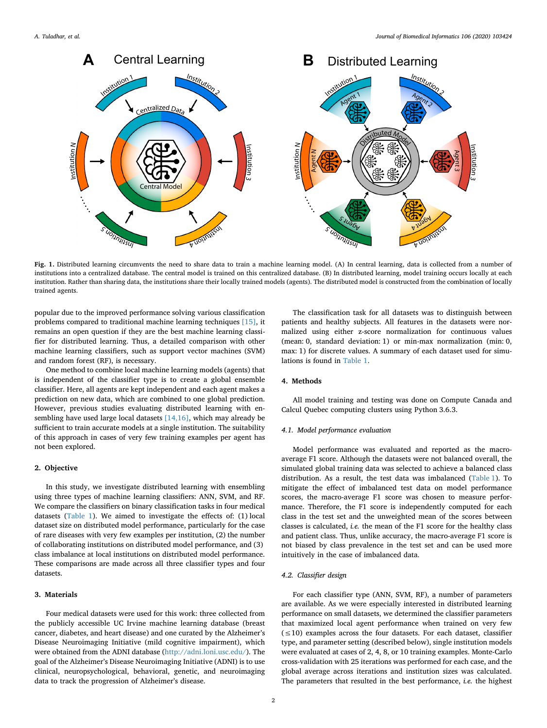Fig. 1. Distributed learning circumvents the need to share data to train a machine learning model. (A) In central learning, data is collected from a number of institutions into a centralized database. The central model is trained on this centralized database. (B) In distributed learning, model training occurs locally at each institution. Rather than sharing data, the institutions share their locally trained models (agents). The distributed model is constructed from the combination of locally trained agents.

popular due to the improved performance solving various classification problems compared to traditional machine learning techniques [15], it remains an open question if they are the best machine learning classifier for distributed learning. Thus, a detailed comparison with other machine learning classifiers, such as support vector machines (SVM) and random forest (RF), is necessary.

One method to combine local machine learning models (agents) that is independent of the classifier type is to create a global ensemble classifier. Here, all agents are kept independent and each agent makes a prediction on new data, which are combined to one global prediction. However, previous studies evaluating distributed learning with ensembling have used large local datasets [14,16], which may already be sufficient to train accurate models at a single institution. The suitability of this approach in cases of very few training examples per agent has not been explored.

## 2. Objective

In this study, we investigate distributed learning with ensembling using three types of machine learning classifiers: ANN, SVM, and RF. We compare the classifiers on binary classification tasks in four medical datasets (Table 1). We aimed to investigate the effects of: (1) local dataset size on distributed model performance, particularly for the case of rare diseases with very few examples per institution, (2) the number of collaborating institutions on distributed model performance, and (3) class imbalance at local institutions on distributed model performance. These comparisons are made across all three classifier types and four datasets.

## 3. Materials

Four medical datasets were used for this work: three collected from the publicly accessible UC Irvine machine learning database (breast cancer, diabetes, and heart disease) and one curated by the Alzheimer's Disease Neuroimaging Initiative (mild cognitive impairment), which were obtained from the ADNI database (http://adni.loni.usc.edu/). The goal of the Alzheimer's Disease Neuroimaging Initiative (ADNI) is to use clinical, neuropsychological, behavioral, genetic, and neuroimaging data to track the progression of Alzheimer's disease.

The classification task for all datasets was to distinguish between patients and healthy subjects. All features in the datasets were normalized using either z-score normalization for continuous values (mean: 0, standard deviation: 1) or min-max normalization (min: 0, max: 1) for discrete values. A summary of each dataset used for simulations is found in Table 1.

## 4. Methods

All model training and testing was done on Compute Canada and Calcul Quebec computing clusters using Python 3.6.3.

### 4.1. Model performance evaluation

Model performance was evaluated and reported as the macro-average F1 score. Although the datasets were not balanced overall, the simulated global training data was selected to achieve a balanced class distribution. As a result, the test data was imbalanced (Table 1). To mitigate the effect of imbalanced test data on model performance scores, the macro-average F1 score was chosen to measure performance. Therefore, the F1 score is independently computed for each class in the test set and the unweighted mean of the scores between classes is calculated, *i.e.* the mean of the F1 score for the healthy class and patient class. Thus, unlike accuracy, the macro-average F1 score is not biased by class prevalence in the test set and can be used more intuitively in the case of imbalanced data.

### 4.2. Classifier design

For each classifier type (ANN, SVM, RF), a number of parameters are available. As we were especially interested in distributed learning performance on small datasets, we determined the classifier parameters that maximized local agent performance when trained on very few ($\leq 10$) examples across the four datasets. For each dataset, classifier type, and parameter setting (described below), single institution models were evaluated at cases of 2, 4, 8, or 10 training examples. Monte-Carlo cross-validation with 25 iterations was performed for each case, and the global average across iterations and institution sizes was calculated. The parameters that resulted in the best performance, *i.e.* the highest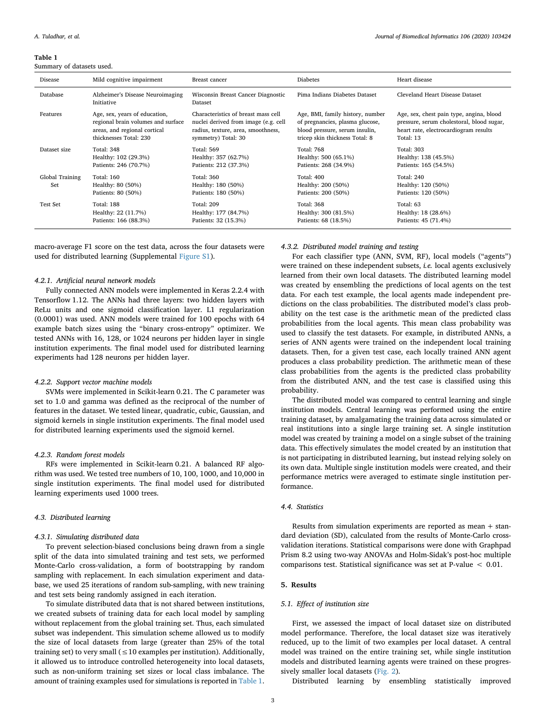**Table 1**
Summary of datasets used.

| Disease | Mild cognitive impairment | Breast cancer | Diabetes | Heart disease |
|---|---|---|---|---|
| Database | Alzheimer's Disease Neuroimaging Initiative | Wisconsin Breast Cancer Diagnostic Dataset | Pima Indians Diabetes Dataset | Cleveland Heart Disease Dataset |
| Features | Age, sex, years of education, regional brain volumes and surface areas, and regional cortical thicknesses Total: 230 | Characteristics of breast mass cell nuclei derived from image (e.g. cell radius, texture, area, smoothness, symmetry) Total: 30 | Age, BMI, family history, number of pregnancies, plasma glucose, blood pressure, serum insulin, tricep skin thickness Total: 8 | Age, sex, chest pain type, angina, blood pressure, serum cholestoral, blood sugar, heart rate, electrocardiogram results Total: 13 |
| Dataset size | Total: 348<br>Healthy: 102 (29.3%)<br>Patients: 246 (70.7%) | Total: 569<br>Healthy: 357 (62.7%)<br>Patients: 212 (37.3%) | Total: 768<br>Healthy: 500 (65.1%)<br>Patients: 268 (34.9%) | Total: 303<br>Healthy: 138 (45.5%)<br>Patients: 165 (54.5%) |
| Global Training Set | Total: 160<br>Healthy: 80 (50%)<br>Patients: 80 (50%) | Total: 360<br>Healthy: 180 (50%)<br>Patients: 180 (50%) | Total: 400<br>Healthy: 200 (50%)<br>Patients: 200 (50%) | Total: 240<br>Healthy: 120 (50%)<br>Patients: 120 (50%) |
| Test Set | Total: 188<br>Healthy: 22 (11.7%)<br>Patients: 166 (88.3%) | Total: 209<br>Healthy: 177 (84.7%)<br>Patients: 32 (15.3%) | Total: 368<br>Healthy: 300 (81.5%)<br>Patients: 68 (18.5%) | Total: 63<br>Healthy: 18 (28.6%)<br>Patients: 45 (71.4%) |

macro-average F1 score on the test data, across the four datasets were used for distributed learning (Supplemental Figure S1).

#### 4.2.1. Artificial neural network models

Fully connected ANN models were implemented in Keras 2.2.4 with Tensorflow 1.12. The ANNs had three layers: two hidden layers with ReLu units and one sigmoid classification layer. L1 regularization (0.0001) was used. ANN models were trained for 100 epochs with 64 example batch sizes using the "binary cross-entropy" optimizer. We tested ANNs with 16, 128, or 1024 neurons per hidden layer in single institution experiments. The final model used for distributed learning experiments had 128 neurons per hidden layer.

#### 4.2.2. Support vector machine models

SVMs were implemented in Scikit-learn 0.21. The C parameter was set to 1.0 and gamma was defined as the reciprocal of the number of features in the dataset. We tested linear, quadratic, cubic, Gaussian, and sigmoid kernels in single institution experiments. The final model used for distributed learning experiments used the sigmoid kernel.

#### 4.2.3. Random forest models

RFs were implemented in Scikit-learn 0.21. A balanced RF algorithm was used. We tested tree numbers of 10, 100, 1000, and 10,000 in single institution experiments. The final model used for distributed learning experiments used 1000 trees.

### 4.3. Distributed learning

#### 4.3.1. Simulating distributed data

To prevent selection-biased conclusions being drawn from a single split of the data into simulated training and test sets, we performed Monte-Carlo cross-validation, a form of bootstrapping by random sampling with replacement. In each simulation experiment and database, we used 25 iterations of random sub-sampling, with new training and test sets being randomly assigned in each iteration.

To simulate distributed data that is not shared between institutions, we created subsets of training data for each local model by sampling without replacement from the global training set. Thus, each simulated subset was independent. This simulation scheme allowed us to modify the size of local datasets from large (greater than 25% of the total training set) to very small ($\leq 10$ examples per institution). Additionally, it allowed us to introduce controlled heterogeneity into local datasets, such as non-uniform training set sizes or local class imbalance. The amount of training examples used for simulations is reported in Table 1.

#### 4.3.2. Distributed model training and testing

For each classifier type (ANN, SVM, RF), local models ("agents") were trained on these independent subsets, *i.e.* local agents exclusively learned from their own local datasets. The distributed learning model was created by ensembling the predictions of local agents on the test data. For each test example, the local agents made independent predictions on the class probabilities. The distributed model's class probability on the test case is the arithmetic mean of the predicted class probabilities from the local agents. This mean class probability was used to classify the test datasets. For example, in distributed ANNs, a series of ANN agents were trained on the independent local training datasets. Then, for a given test case, each locally trained ANN agent produces a class probability prediction. The arithmetic mean of these class probabilities from the agents is the predicted class probability from the distributed ANN, and the test case is classified using this probability.

The distributed model was compared to central learning and single institution models. Central learning was performed using the entire training dataset, by amalgamating the training data across simulated or real institutions into a single large training set. A single institution model was created by training a model on a single subset of the training data. This effectively simulates the model created by an institution that is not participating in distributed learning, but instead relying solely on its own data. Multiple single institution models were created, and their performance metrics were averaged to estimate single institution performance.

### 4.4. Statistics

Results from simulation experiments are reported as mean + standard deviation (SD), calculated from the results of Monte-Carlo cross-validation iterations. Statistical comparisons were done with Graphpad Prism 8.2 using two-way ANOVAs and Holm-Sidak's post-hoc multiple comparisons test. Statistical significance was set at P-value $< 0.01$.

## 5. Results

### 5.1. Effect of institution size

First, we assessed the impact of local dataset size on distributed model performance. Therefore, the local dataset size was iteratively reduced, up to the limit of two examples per local dataset. A central model was trained on the entire training set, while single institution models and distributed learning agents were trained on these progressively smaller local datasets (Fig. 2).

Distributed learning by ensembling statistically improved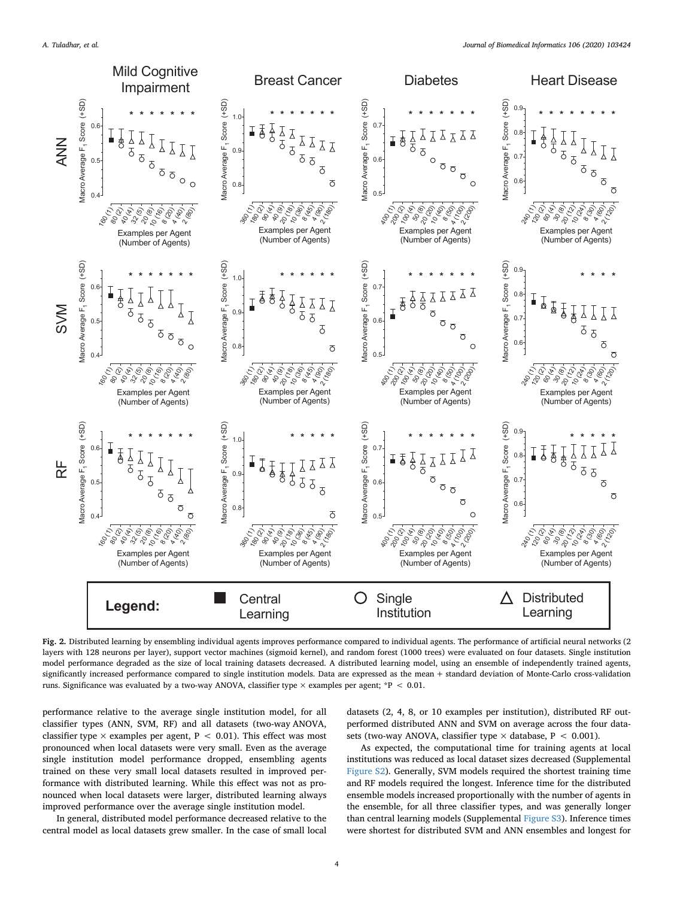**Fig. 2.** Distributed learning by ensembling individual agents improves performance compared to individual agents. The performance of artificial neural networks (2 layers with 128 neurons per layer), support vector machines (sigmoid kernel), and random forest (1000 trees) were evaluated on four datasets. Single institution model performance degraded as the size of local training datasets decreased. A distributed learning model, using an ensemble of independently trained agents, significantly increased performance compared to single institution models. Data are expressed as the mean + standard deviation of Monte-Carlo cross-validation runs. Significance was evaluated by a two-way ANOVA, classifier type × examples per agent; *$P < 0.01$.

performance relative to the average single institution model, for all classifier types (ANN, SVM, RF) and all datasets (two-way ANOVA, classifier type × examples per agent, $P < 0.01$). This effect was most pronounced when local datasets were very small. Even as the average single institution model performance dropped, ensembling agents trained on these very small local datasets resulted in improved performance with distributed learning. While this effect was not as pronounced when local datasets were larger, distributed learning always improved performance over the average single institution model.

In general, distributed model performance decreased relative to the central model as local datasets grew smaller. In the case of small local datasets (2, 4, 8, or 10 examples per institution), distributed RF outperformed distributed ANN and SVM on average across the four datasets (two-way ANOVA, classifier type × database, $P < 0.001$).

As expected, the computational time for training agents at local institutions was reduced as local dataset sizes decreased (Supplemental Figure S2). Generally, SVM models required the shortest training time and RF models required the longest. Inference time for the distributed ensemble models increased proportionally with the number of agents in the ensemble, for all three classifier types, and was generally longer than central learning models (Supplemental Figure S3). Inference times were shortest for distributed SVM and ANN ensembles and longest for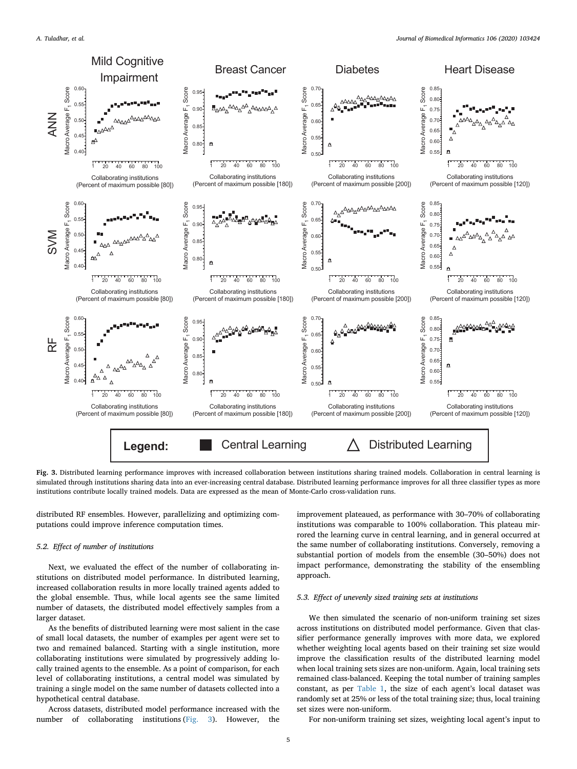Fig. 3. Distributed learning performance improves with increased collaboration between institutions sharing trained models. Collaboration in central learning is simulated through institutions sharing data into an ever-increasing central database. Distributed learning performance improves for all three classifier types as more institutions contribute locally trained models. Data are expressed as the mean of Monte-Carlo cross-validation runs.

distributed RF ensembles. However, parallelizing and optimizing computations could improve inference computation times.

### 5.2. Effect of number of institutions

Next, we evaluated the effect of the number of collaborating institutions on distributed model performance. In distributed learning, increased collaboration results in more locally trained agents added to the global ensemble. Thus, while local agents see the same limited number of datasets, the distributed model effectively samples from a larger dataset.

As the benefits of distributed learning were most salient in the case of small local datasets, the number of examples per agent were set to two and remained balanced. Starting with a single institution, more collaborating institutions were simulated by progressively adding locally trained agents to the ensemble. As a point of comparison, for each level of collaborating institutions, a central model was simulated by training a single model on the same number of datasets collected into a hypothetical central database.

Across datasets, distributed model performance increased with the number of collaborating institutions (Fig. 3). However, the improvement plateaued, as performance with 30–70% of collaborating institutions was comparable to 100% collaboration. This plateau mirrored the learning curve in central learning, and in general occurred at the same number of collaborating institutions. Conversely, removing a substantial portion of models from the ensemble (30–50%) does not impact performance, demonstrating the stability of the ensembling approach.

### 5.3. Effect of unevenly sized training sets at institutions

We then simulated the scenario of non-uniform training set sizes across institutions on distributed model performance. Given that classifier performance generally improves with more data, we explored whether weighting local agents based on their training set size would improve the classification results of the distributed learning model when local training sets sizes are non-uniform. Again, local training sets remained class-balanced. Keeping the total number of training samples constant, as per Table 1, the size of each agent's local dataset was randomly set at 25% or less of the total training size; thus, local training set sizes were non-uniform.

For non-uniform training set sizes, weighting local agent's input to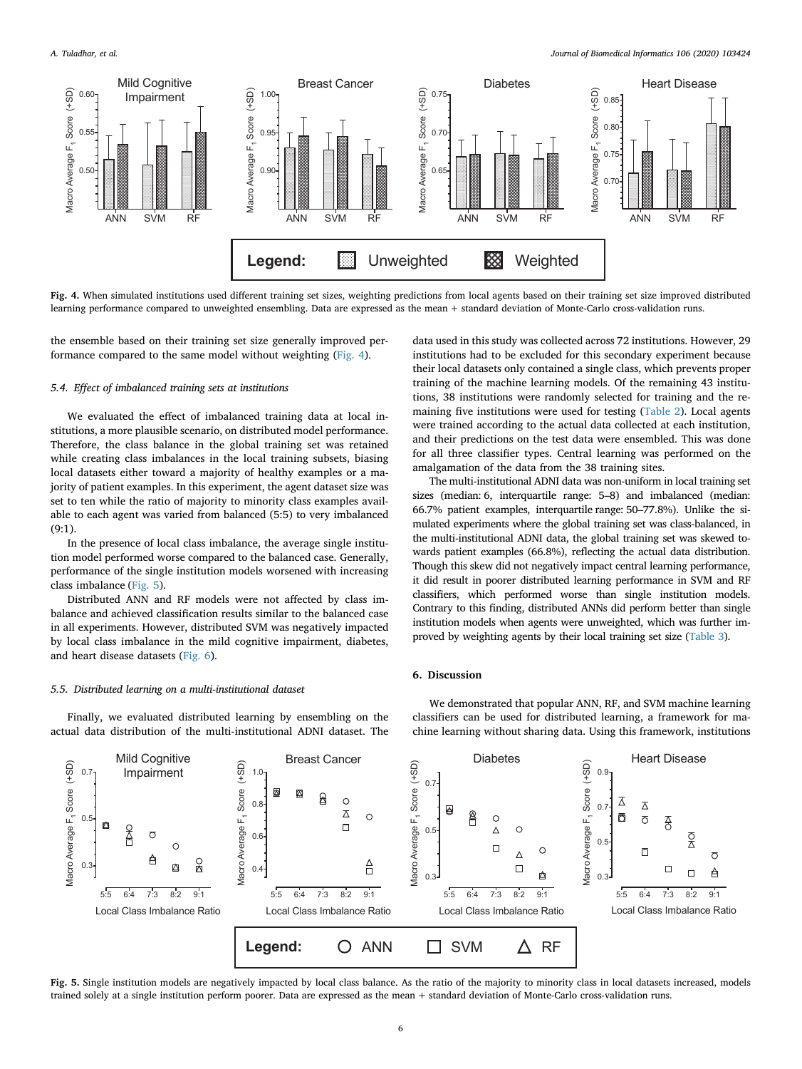Fig. 4. When simulated institutions used different training set sizes, weighting predictions from local agents based on their training set size improved distributed learning performance compared to unweighted ensembling. Data are expressed as the mean + standard deviation of Monte-Carlo cross-validation runs.

the ensemble based on their training set size generally improved performance compared to the same model without weighting (Fig. 4).

### 5.4. Effect of imbalanced training sets at institutions

We evaluated the effect of imbalanced training data at local institutions, a more plausible scenario, on distributed model performance. Therefore, the class balance in the global training set was retained while creating class imbalances in the local training subsets, biasing local datasets either toward a majority of healthy examples or a majority of patient examples. In this experiment, the agent dataset size was set to ten while the ratio of majority to minority class examples available to each agent was varied from balanced (5:5) to very imbalanced (9:1).

In the presence of local class imbalance, the average single institution model performed worse compared to the balanced case. Generally, performance of the single institution models worsened with increasing class imbalance (Fig. 5).

Distributed ANN and RF models were not affected by class imbalance and achieved classification results similar to the balanced case in all experiments. However, distributed SVM was negatively impacted by local class imbalance in the mild cognitive impairment, diabetes, and heart disease datasets (Fig. 6).

### 5.5. Distributed learning on a multi-institutional dataset

Finally, we evaluated distributed learning by ensembling on the actual data distribution of the multi-institutional ADNI dataset. The data used in this study was collected across 72 institutions. However, 29 institutions had to be excluded for this secondary experiment because their local datasets only contained a single class, which prevents proper training of the machine learning models. Of the remaining 43 institutions, 38 institutions were randomly selected for training and the remaining five institutions were used for testing (Table 2). Local agents were trained according to the actual data collected at each institution, and their predictions on the test data were ensembled. This was done for all three classifier types. Central learning was performed on the amalgamation of the data from the 38 training sites.

The multi-institutional ADNI data was non-uniform in local training set sizes (median: 6, interquartile range: 5–8) and imbalanced (median: 66.7% patient examples, interquartile range: 50–77.8%). Unlike the simulated experiments where the global training set was class-balanced, in the multi-institutional ADNI data, the global training set was skewed towards patient examples (66.8%), reflecting the actual data distribution. Though this skew did not negatively impact central learning performance, it did result in poorer distributed learning performance in SVM and RF classifiers, which performed worse than single institution models. Contrary to this finding, distributed ANNs did perform better than single institution models when agents were unweighted, which was further improved by weighting agents by their local training set size (Table 3).

## 6. Discussion

We demonstrated that popular ANN, RF, and SVM machine learning classifiers can be used for distributed learning, a framework for machine learning without sharing data. Using this framework, institutions

Fig. 5. Single institution models are negatively impacted by local class balance. As the ratio of the majority to minority class in local datasets increased, models trained solely at a single institution perform poorer. Data are expressed as the mean + standard deviation of Monte-Carlo cross-validation runs.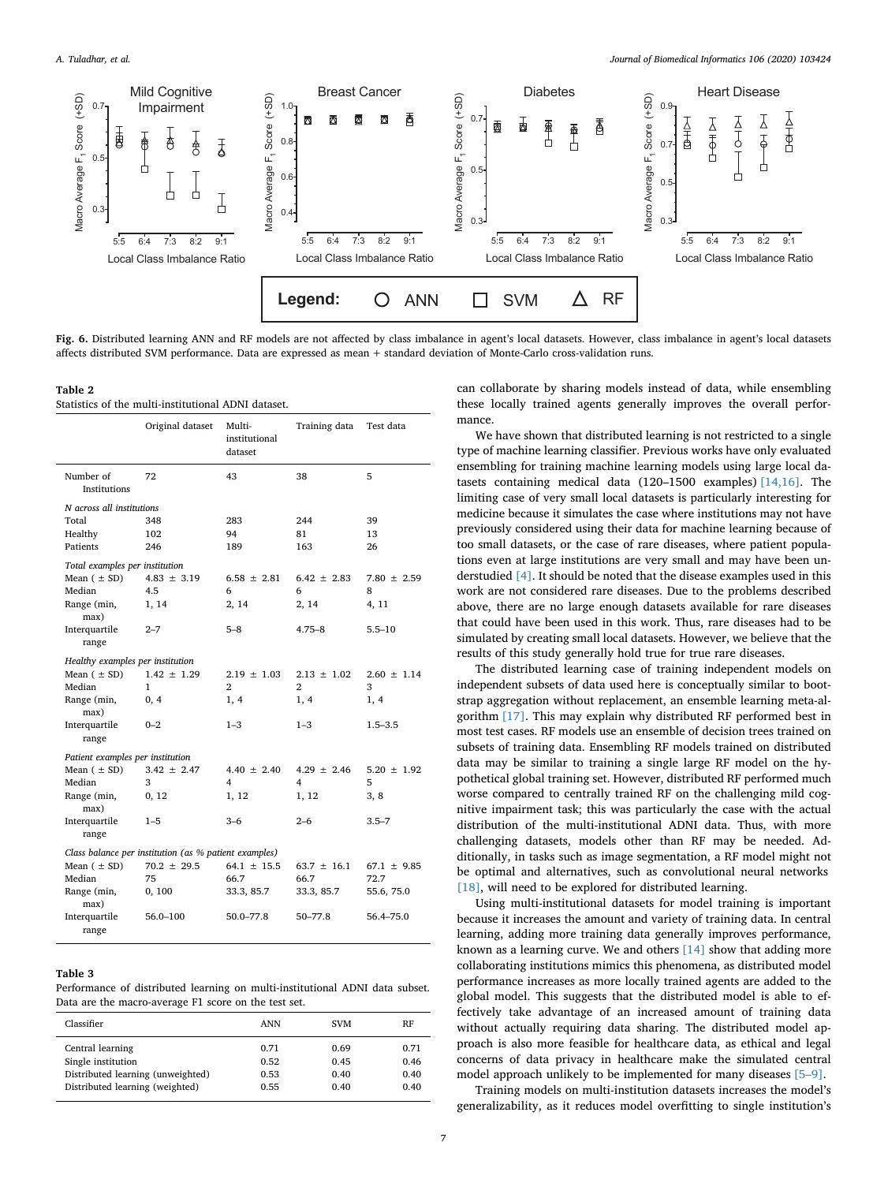Mild Cognitive Impairment

Macro Average $F_1$ Score (+SD)

0.7
0.5
0.3

5:5 6:4 7:3 8:2 9:1

Local Class Imbalance Ratio

Breast Cancer

Macro Average $F_1$ Score (+SD)

1.0
0.8
0.6
0.4

5:5 6:4 7:3 8:2 9:1

Local Class Imbalance Ratio

Diabetes

Macro Average $F_1$ Score (+SD)

0.7
0.5
0.3

5:5 6:4 7:3 8:2 9:1

Local Class Imbalance Ratio

Heart Disease

Macro Average $F_1$ Score (+SD)

0.9
0.7
0.5
0.3

5:5 6:4 7:3 8:2 9:1

Local Class Imbalance Ratio

Legend: ○ ANN □ SVM △ RF

**Fig. 6.** Distributed learning ANN and RF models are not affected by class imbalance in agent's local datasets. However, class imbalance in agent's local datasets affects distributed SVM performance. Data are expressed as mean + standard deviation of Monte-Carlo cross-validation runs.

**Table 2**
Statistics of the multi-institutional ADNI dataset.

| | Original dataset | Multi-institutional dataset | Training data | Test data |
|---|---|---|---|---|
| Number of Institutions | 72 | 43 | 38 | 5 |
| *N across all institutions* | | | | |
| Total | 348 | 283 | 244 | 39 |
| Healthy | 102 | 94 | 81 | 13 |
| Patients | 246 | 189 | 163 | 26 |
| *Total examples per institution* | | | | |
| Mean ( ± SD) | 4.83 ± 3.19 | 6.58 ± 2.81 | 6.42 ± 2.83 | 7.80 ± 2.59 |
| Median | 4.5 | 6 | 6 | 8 |
| Range (min, max) | 1, 14 | 2, 14 | 2, 14 | 4, 11 |
| Interquartile range | 2–7 | 5–8 | 4.75–8 | 5.5–10 |
| *Healthy examples per institution* | | | | |
| Mean ( ± SD) | 1.42 ± 1.29 | 2.19 ± 1.03 | 2.13 ± 1.02 | 2.60 ± 1.14 |
| Median | 1 | 2 | 2 | 3 |
| Range (min, max) | 0, 4 | 1, 4 | 1, 4 | 1, 4 |
| Interquartile range | 0–2 | 1–3 | 1–3 | 1.5–3.5 |
| *Patient examples per institution* | | | | |
| Mean ( ± SD) | 3.42 ± 2.47 | 4.40 ± 2.40 | 4.29 ± 2.46 | 5.20 ± 1.92 |
| Median | 3 | 4 | 4 | 5 |
| Range (min, max) | 0, 12 | 1, 12 | 1, 12 | 3, 8 |
| Interquartile range | 1–5 | 3–6 | 2–6 | 3.5–7 |
| *Class balance per institution (as % patient examples)* | | | | |
| Mean ( ± SD) | 70.2 ± 29.5 | 64.1 ± 15.5 | 63.7 ± 16.1 | 67.1 ± 9.85 |
| Median | 75 | 66.7 | 66.7 | 72.7 |
| Range (min, max) | 0, 100 | 33.3, 85.7 | 33.3, 85.7 | 55.6, 75.0 |
| Interquartile range | 56.0–100 | 50.0–77.8 | 50–77.8 | 56.4–75.0 |

**Table 3**
Performance of distributed learning on multi-institutional ADNI data subset. Data are the macro-average F1 score on the test set.

| Classifier | ANN | SVM | RF |
|---|---|---|---|
| Central learning | 0.71 | 0.69 | 0.71 |
| Single institution | 0.52 | 0.45 | 0.46 |
| Distributed learning (unweighted) | 0.53 | 0.40 | 0.40 |
| Distributed learning (weighted) | 0.55 | 0.40 | 0.40 |

can collaborate by sharing models instead of data, while ensembling these locally trained agents generally improves the overall performance.

We have shown that distributed learning is not restricted to a single type of machine learning classifier. Previous works have only evaluated ensembling for training machine learning models using large local datasets containing medical data (120–1500 examples) [14,16]. The limiting case of very small local datasets is particularly interesting for medicine because it simulates the case where institutions may not have previously considered using their data for machine learning because of too small datasets, or the case of rare diseases, where patient populations even at large institutions are very small and may have been understudied [4]. It should be noted that the disease examples used in this work are not considered rare diseases. Due to the problems described above, there are no large enough datasets available for rare diseases that could have been used in this work. Thus, rare diseases had to be simulated by creating small local datasets. However, we believe that the results of this study generally hold true for true rare diseases.

The distributed learning case of training independent models on independent subsets of data used here is conceptually similar to bootstrap aggregation without replacement, an ensemble learning meta-algorithm [17]. This may explain why distributed RF performed best in most test cases. RF models use an ensemble of decision trees trained on subsets of training data. Ensembling RF models trained on distributed data may be similar to training a single large RF model on the hypothetical global training set. However, distributed RF performed much worse compared to centrally trained RF on the challenging mild cognitive impairment task; this was particularly the case with the actual distribution of the multi-institutional ADNI data. Thus, with more challenging datasets, models other than RF may be needed. Additionally, in tasks such as image segmentation, a RF model might not be optimal and alternatives, such as convolutional neural networks [18], will need to be explored for distributed learning.

Using multi-institutional datasets for model training is important because it increases the amount and variety of training data. In central learning, adding more training data generally improves performance, known as a learning curve. We and others [14] show that adding more collaborating institutions mimics this phenomena, as distributed model performance increases as more locally trained agents are added to the global model. This suggests that the distributed model is able to effectively take advantage of an increased amount of training data without actually requiring data sharing. The distributed model approach is also more feasible for healthcare data, as ethical and legal concerns of data privacy in healthcare make the simulated central model approach unlikely to be implemented for many diseases [5–9].

Training models on multi-institution datasets increases the model's generalizability, as it reduces model overfitting to single institution's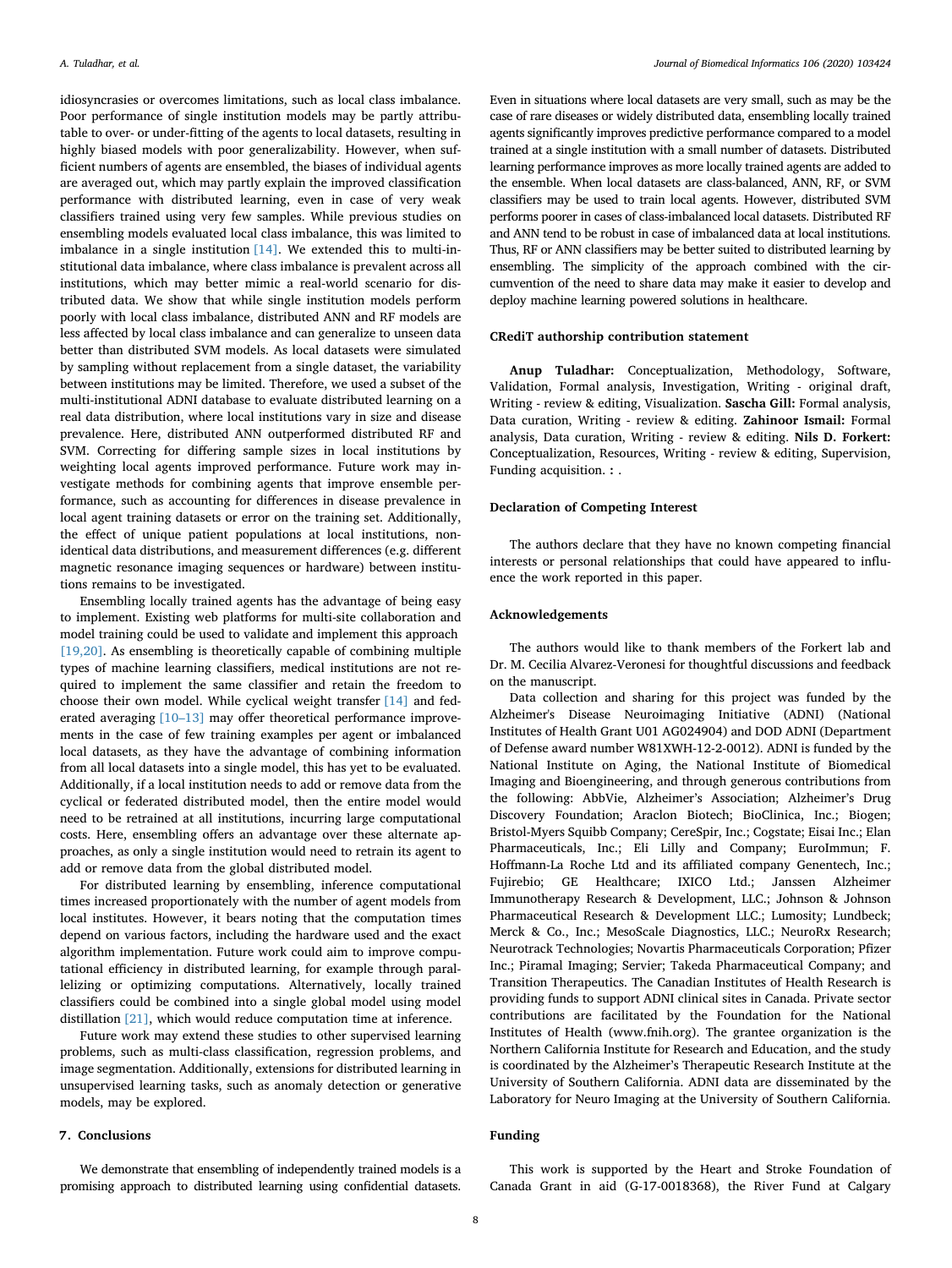idiosyncrasies or overcomes limitations, such as local class imbalance. Poor performance of single institution models may be partly attributable to over- or under-fitting of the agents to local datasets, resulting in highly biased models with poor generalizability. However, when sufficient numbers of agents are ensembled, the biases of individual agents are averaged out, which may partly explain the improved classification performance with distributed learning, even in case of very weak classifiers trained using very few samples. While previous studies on ensembling models evaluated local class imbalance, this was limited to imbalance in a single institution [14]. We extended this to multi-institutional data imbalance, where class imbalance is prevalent across all institutions, which may better mimic a real-world scenario for distributed data. We show that while single institution models perform poorly with local class imbalance, distributed ANN and RF models are less affected by local class imbalance and can generalize to unseen data better than distributed SVM models. As local datasets were simulated by sampling without replacement from a single dataset, the variability between institutions may be limited. Therefore, we used a subset of the multi-institutional ADNI database to evaluate distributed learning on a real data distribution, where local institutions vary in size and disease prevalence. Here, distributed ANN outperformed distributed RF and SVM. Correcting for differing sample sizes in local institutions by weighting local agents improved performance. Future work may investigate methods for combining agents that improve ensemble performance, such as accounting for differences in disease prevalence in local agent training datasets or error on the training set. Additionally, the effect of unique patient populations at local institutions, non-identical data distributions, and measurement differences (e.g. different magnetic resonance imaging sequences or hardware) between institutions remains to be investigated.

Ensembling locally trained agents has the advantage of being easy to implement. Existing web platforms for multi-site collaboration and model training could be used to validate and implement this approach [19,20]. As ensembling is theoretically capable of combining multiple types of machine learning classifiers, medical institutions are not required to implement the same classifier and retain the freedom to choose their own model. While cyclical weight transfer [14] and federated averaging [10–13] may offer theoretical performance improvements in the case of few training examples per agent or imbalanced local datasets, as they have the advantage of combining information from all local datasets into a single model, this has yet to be evaluated. Additionally, if a local institution needs to add or remove data from the cyclical or federated distributed model, then the entire model would need to be retrained at all institutions, incurring large computational costs. Here, ensembling offers an advantage over these alternate approaches, as only a single institution would need to retrain its agent to add or remove data from the global distributed model.

For distributed learning by ensembling, inference computational times increased proportionately with the number of agent models from local institutes. However, it bears noting that the computation times depend on various factors, including the hardware used and the exact algorithm implementation. Future work could aim to improve computational efficiency in distributed learning, for example through parallelizing or optimizing computations. Alternatively, locally trained classifiers could be combined into a single global model using model distillation [21], which would reduce computation time at inference.

Future work may extend these studies to other supervised learning problems, such as multi-class classification, regression problems, and image segmentation. Additionally, extensions for distributed learning in unsupervised learning tasks, such as anomaly detection or generative models, may be explored.

## 7. Conclusions

We demonstrate that ensembling of independently trained models is a promising approach to distributed learning using confidential datasets. Even in situations where local datasets are very small, such as may be the case of rare diseases or widely distributed data, ensembling locally trained agents significantly improves predictive performance compared to a model trained at a single institution with a small number of datasets. Distributed learning performance improves as more locally trained agents are added to the ensemble. When local datasets are class-balanced, ANN, RF, or SVM classifiers may be used to train local agents. However, distributed SVM performs poorer in cases of class-imbalanced local datasets. Distributed RF and ANN tend to be robust in case of imbalanced data at local institutions. Thus, RF or ANN classifiers may be better suited to distributed learning by ensembling. The simplicity of the approach combined with the circumvention of the need to share data may make it easier to develop and deploy machine learning powered solutions in healthcare.

## CRediT authorship contribution statement

**Anup Tuladhar:** Conceptualization, Methodology, Software, Validation, Formal analysis, Investigation, Writing - original draft, Writing - review & editing, Visualization. **Sascha Gill:** Formal analysis, Data curation, Writing - review & editing. **Zahinoor Ismail:** Formal analysis, Data curation, Writing - review & editing. **Nils D. Forkert:** Conceptualization, Resources, Writing - review & editing, Supervision, Funding acquisition. **:** .

## Declaration of Competing Interest

The authors declare that they have no known competing financial interests or personal relationships that could have appeared to influence the work reported in this paper.

## Acknowledgements

The authors would like to thank members of the Forkert lab and Dr. M. Cecilia Alvarez-Veronesi for thoughtful discussions and feedback on the manuscript.

Data collection and sharing for this project was funded by the Alzheimer's Disease Neuroimaging Initiative (ADNI) (National Institutes of Health Grant U01 AG024904) and DOD ADNI (Department of Defense award number W81XWH-12-2-0012). ADNI is funded by the National Institute on Aging, the National Institute of Biomedical Imaging and Bioengineering, and through generous contributions from the following: AbbVie, Alzheimer's Association; Alzheimer's Drug Discovery Foundation; Araclon Biotech; BioClinica, Inc.; Biogen; Bristol-Myers Squibb Company; CereSpir, Inc.; Cogstate; Eisai Inc.; Elan Pharmaceuticals, Inc.; Eli Lilly and Company; EuroImmun; F. Hoffmann-La Roche Ltd and its affiliated company Genentech, Inc.; Fujirebio; GE Healthcare; IXICO Ltd.; Janssen Alzheimer Immunotherapy Research & Development, LLC.; Johnson & Johnson Pharmaceutical Research & Development LLC.; Lumosity; Lundbeck; Merck & Co., Inc.; MesoScale Diagnostics, LLC.; NeuroRx Research; Neurotrack Technologies; Novartis Pharmaceuticals Corporation; Pfizer Inc.; Piramal Imaging; Servier; Takeda Pharmaceutical Company; and Transition Therapeutics. The Canadian Institutes of Health Research is providing funds to support ADNI clinical sites in Canada. Private sector contributions are facilitated by the Foundation for the National Institutes of Health (www.fnih.org). The grantee organization is the Northern California Institute for Research and Education, and the study is coordinated by the Alzheimer's Therapeutic Research Institute at the University of Southern California. ADNI data are disseminated by the Laboratory for Neuro Imaging at the University of Southern California.

## Funding

This work is supported by the Heart and Stroke Foundation of Canada Grant in aid (G-17-0018368), the River Fund at Calgary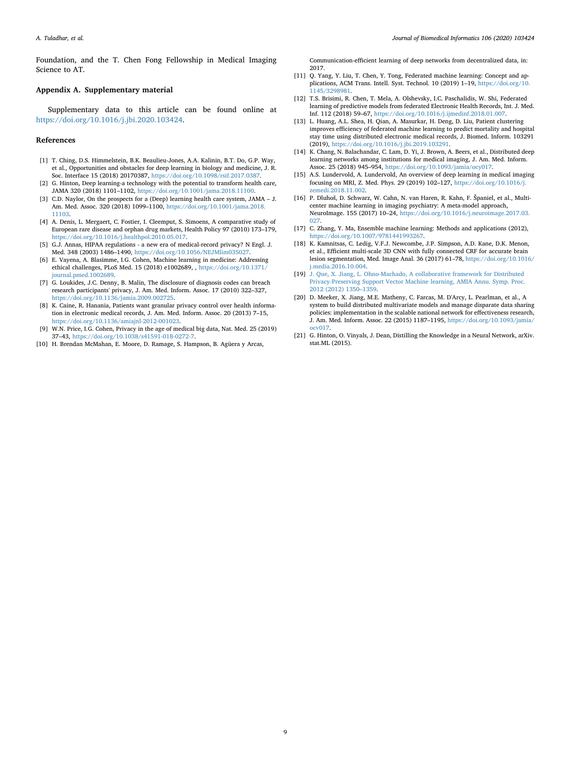Foundation, and the T. Chen Fong Fellowship in Medical Imaging Science to AT.

## Appendix A. Supplementary material

Supplementary data to this article can be found online at https://doi.org/10.1016/j.jbi.2020.103424.

## References

[1] T. Ching, D.S. Himmelstein, B.K. Beaulieu-Jones, A.A. Kalinin, B.T. Do, G.P. Way, et al., Opportunities and obstacles for deep learning in biology and medicine, J. R. Soc. Interface 15 (2018) 20170387, https://doi.org/10.1098/rsif.2017.0387.

[2] G. Hinton, Deep learning-a technology with the potential to transform health care, JAMA 320 (2018) 1101–1102, https://doi.org/10.1001/jama.2018.11100.

[3] C.D. Naylor, On the prospects for a (Deep) learning health care system, JAMA – J. Am. Med. Assoc. 320 (2018) 1099–1100, https://doi.org/10.1001/jama.2018.11103.

[4] A. Denis, L. Mergaert, C. Fostier, I. Cleemput, S. Simoens, A comparative study of European rare disease and orphan drug markets, Health Policy 97 (2010) 173–179, https://doi.org/10.1016/j.healthpol.2010.05.017.

[5] G.J. Annas, HIPAA regulations - a new era of medical-record privacy? N Engl. J. Med. 348 (2003) 1486–1490, https://doi.org/10.1056/NEJMlim035027.

[6] E. Vayena, A. Blasimme, I.G. Cohen, Machine learning in medicine: Addressing ethical challenges, PLoS Med. 15 (2018) e1002689, , https://doi.org/10.1371/journal.pmed.1002689.

[7] G. Loukides, J.C. Denny, B. Malin, The disclosure of diagnosis codes can breach research participants' privacy, J. Am. Med. Inform. Assoc. 17 (2010) 322–327, https://doi.org/10.1136/jamia.2009.002725.

[8] K. Caine, R. Hanania, Patients want granular privacy control over health information in electronic medical records, J. Am. Med. Inform. Assoc. 20 (2013) 7–15, https://doi.org/10.1136/amiajnl-2012-001023.

[9] W.N. Price, I.G. Cohen, Privacy in the age of medical big data, Nat. Med. 25 (2019) 37–43, https://doi.org/10.1038/s41591-018-0272-7.

[10] H. Brendan McMahan, E. Moore, D. Ramage, S. Hampson, B. Agüera y Arcas, Communication-efficient learning of deep networks from decentralized data, in: 2017.

[11] Q. Yang, Y. Liu, T. Chen, Y. Tong, Federated machine learning: Concept and applications, ACM Trans. Intell. Syst. Technol. 10 (2019) 1–19, https://doi.org/10.1145/3298981.

[12] T.S. Brisimi, R. Chen, T. Mela, A. Olshevsky, I.C. Paschalidis, W. Shi, Federated learning of predictive models from federated Electronic Health Records, Int. J. Med. Inf. 112 (2018) 59–67, https://doi.org/10.1016/j.ijmedinf.2018.01.007.

[13] L. Huang, A.L. Shea, H. Qian, A. Masurkar, H. Deng, D. Liu, Patient clustering improves efficiency of federated machine learning to predict mortality and hospital stay time using distributed electronic medical records, J. Biomed. Inform. 103291 (2019), https://doi.org/10.1016/j.jbi.2019.103291.

[14] K. Chang, N. Balachandar, C. Lam, D. Yi, J. Brown, A. Beers, et al., Distributed deep learning networks among institutions for medical imaging, J. Am. Med. Inform. Assoc. 25 (2018) 945–954, https://doi.org/10.1093/jamia/ocy017.

[15] A.S. Lundervold, A. Lundervold, An overview of deep learning in medical imaging focusing on MRI, Z. Med. Phys. 29 (2019) 102–127, https://doi.org/10.1016/j.zemedi.2018.11.002.

[16] P. Dluhoš, D. Schwarz, W. Cahn, N. van Haren, R. Kahn, F. Španiel, et al., Multi-center machine learning in imaging psychiatry: A meta-model approach, NeuroImage. 155 (2017) 10–24, https://doi.org/10.1016/j.neuroimage.2017.03.027.

[17] C. Zhang, Y. Ma, Ensemble machine learning: Methods and applications (2012), https://doi.org/10.1007/9781441993267.

[18] K. Kamnitsas, C. Ledig, V.F.J. Newcombe, J.P. Simpson, A.D. Kane, D.K. Menon, et al., Efficient multi-scale 3D CNN with fully connected CRF for accurate brain lesion segmentation, Med. Image Anal. 36 (2017) 61–78, https://doi.org/10.1016/j.media.2016.10.004.

[19] J. Que, X. Jiang, L. Ohno-Machado, A collaborative framework for Distributed Privacy-Preserving Support Vector Machine learning, AMIA Annu. Symp. Proc. 2012 (2012) 1350–1359.

[20] D. Meeker, X. Jiang, M.E. Matheny, C. Farcas, M. D'Arcy, L. Pearlman, et al., A system to build distributed multivariate models and manage disparate data sharing policies: implementation in the scalable national network for effectiveness research, J. Am. Med. Inform. Assoc. 22 (2015) 1187–1195, https://doi.org/10.1093/jamia/ocv017.

[21] G. Hinton, O. Vinyals, J. Dean, Distilling the Knowledge in a Neural Network, arXiv. stat.ML (2015).